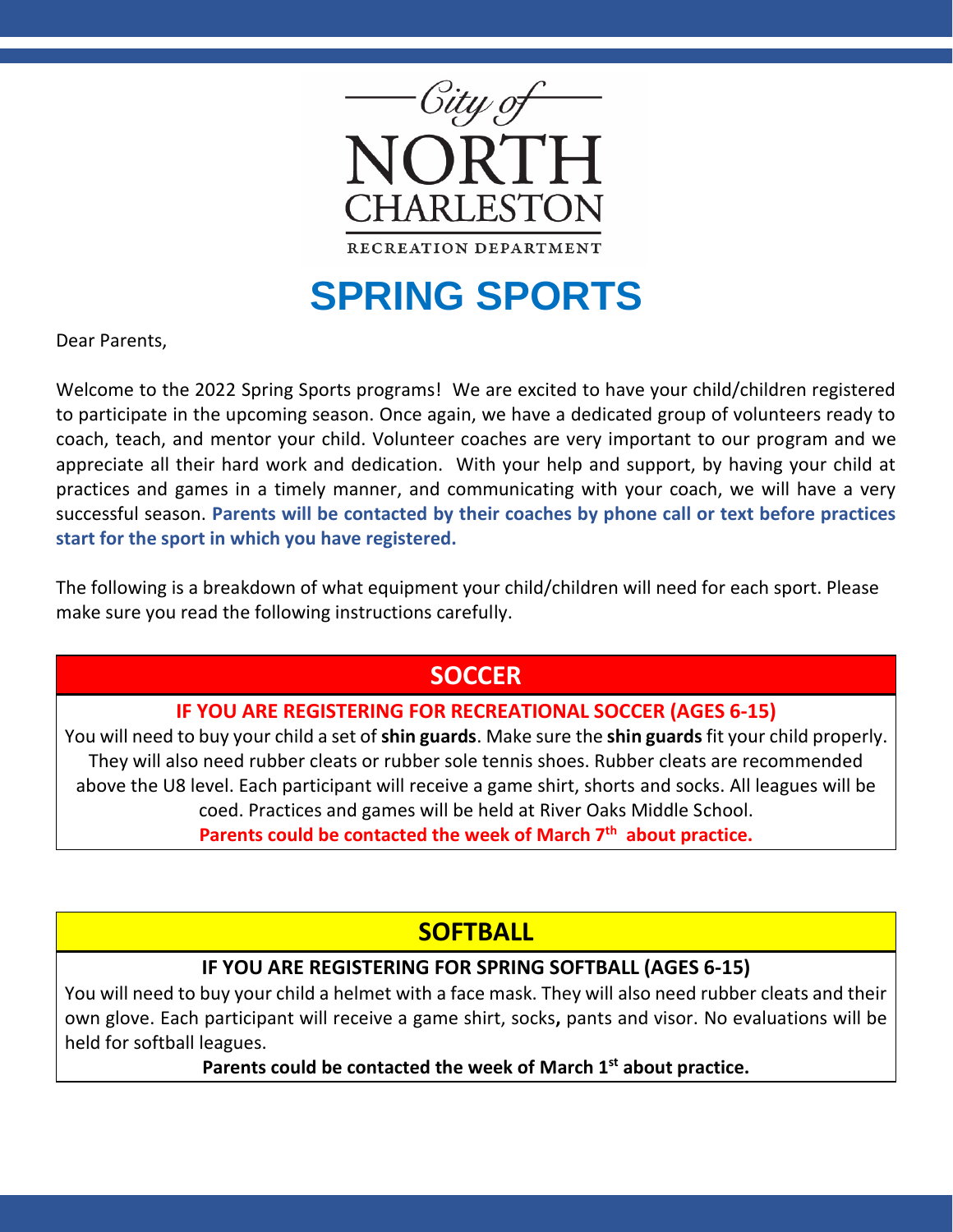City of
NORTH CHARLESTON
RECREATION DEPARTMENT

# SPRING SPORTS

Dear Parents,

Welcome to the 2022 Spring Sports programs! We are excited to have your child/children registered to participate in the upcoming season. Once again, we have a dedicated group of volunteers ready to coach, teach, and mentor your child. Volunteer coaches are very important to our program and we appreciate all their hard work and dedication. With your help and support, by having your child at practices and games in a timely manner, and communicating with your coach, we will have a very successful season. **Parents will be contacted by their coaches by phone call or text before practices start for the sport in which you have registered.**

The following is a breakdown of what equipment your child/children will need for each sport. Please make sure you read the following instructions carefully.

## SOCCER

### IF YOU ARE REGISTERING FOR RECREATIONAL SOCCER (AGES 6-15)

You will need to buy your child a set of **shin guards**. Make sure the **shin guards** fit your child properly. They will also need rubber cleats or rubber sole tennis shoes. Rubber cleats are recommended above the U8 level. Each participant will receive a game shirt, shorts and socks. All leagues will be coed. Practices and games will be held at River Oaks Middle School.

**Parents could be contacted the week of March 7th about practice.**

## SOFTBALL

### IF YOU ARE REGISTERING FOR SPRING SOFTBALL (AGES 6-15)

You will need to buy your child a helmet with a face mask. They will also need rubber cleats and their own glove. Each participant will receive a game shirt, socks**,** pants and visor. No evaluations will be held for softball leagues.

**Parents could be contacted the week of March 1st about practice.**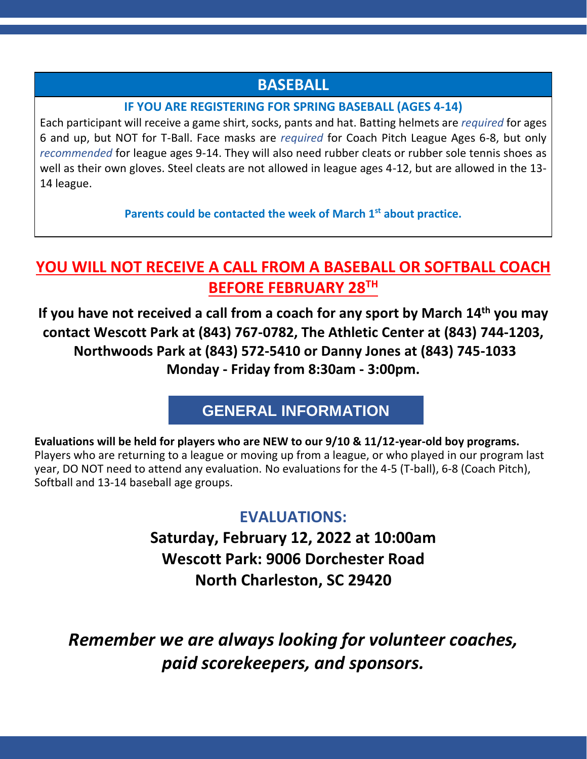## BASEBALL

**IF YOU ARE REGISTERING FOR SPRING BASEBALL (AGES 4-14)**

Each participant will receive a game shirt, socks, pants and hat. Batting helmets are *required* for ages 6 and up, but NOT for T-Ball. Face masks are *required* for Coach Pitch League Ages 6-8, but only *recommended* for league ages 9-14. They will also need rubber cleats or rubber sole tennis shoes as well as their own gloves. Steel cleats are not allowed in league ages 4-12, but are allowed in the 13-14 league.

**Parents could be contacted the week of March 1st about practice.**

## YOU WILL NOT RECEIVE A CALL FROM A BASEBALL OR SOFTBALL COACH BEFORE FEBRUARY 28TH

**If you have not received a call from a coach for any sport by March 14th you may contact Wescott Park at (843) 767-0782, The Athletic Center at (843) 744-1203, Northwoods Park at (843) 572-5410 or Danny Jones at (843) 745-1033 Monday - Friday from 8:30am - 3:00pm.**

## GENERAL INFORMATION

**Evaluations will be held for players who are NEW to our 9/10 & 11/12-year-old boy programs.** Players who are returning to a league or moving up from a league, or who played in our program last year, DO NOT need to attend any evaluation. No evaluations for the 4-5 (T-ball), 6-8 (Coach Pitch), Softball and 13-14 baseball age groups.

### EVALUATIONS:

**Saturday, February 12, 2022 at 10:00am**
**Wescott Park: 9006 Dorchester Road**
**North Charleston, SC 29420**

***Remember we are always looking for volunteer coaches, paid scorekeepers, and sponsors.***